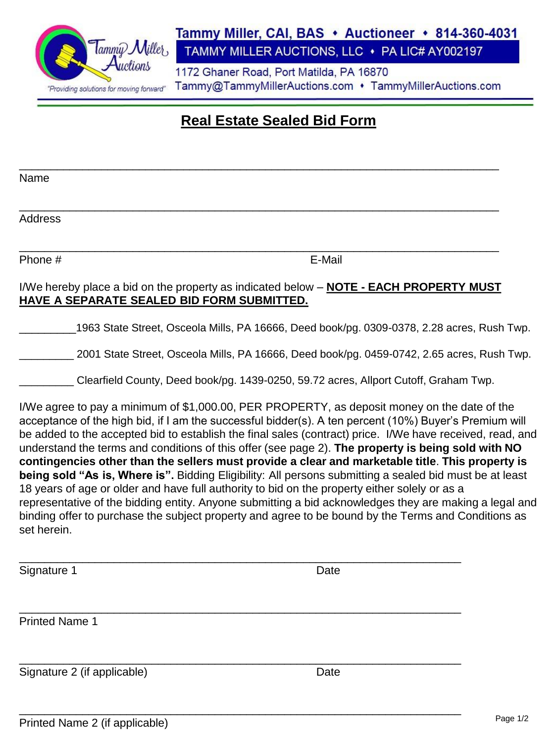Tammy Miller, CAI, BAS • Auctioneer • 814-360-4031

TAMMY MILLER AUCTIONS, LLC • PA LIC# AY002197

1172 Ghaner Road, Port Matilda, PA 16870

Tammy@TammyMillerAuctions.com • TammyMillerAuctions.com

"Providing solutions for moving forward"

# Real Estate Sealed Bid Form

\_\_\_\_\_\_\_\_\_\_\_\_\_\_\_\_\_\_\_\_\_\_\_\_\_\_\_\_\_\_\_\_\_\_\_\_\_\_\_\_\_\_\_\_\_\_\_\_\_\_\_\_\_\_\_\_\_\_\_\_\_\_\_\_\_\_\_\_\_\_\_\_

Name

\_\_\_\_\_\_\_\_\_\_\_\_\_\_\_\_\_\_\_\_\_\_\_\_\_\_\_\_\_\_\_\_\_\_\_\_\_\_\_\_\_\_\_\_\_\_\_\_\_\_\_\_\_\_\_\_\_\_\_\_\_\_\_\_\_\_\_\_\_\_\_\_

Address

\_\_\_\_\_\_\_\_\_\_\_\_\_\_\_\_\_\_\_\_\_\_\_\_\_\_\_\_\_\_\_\_\_\_\_\_\_\_\_\_\_\_\_\_\_\_\_\_\_\_\_\_\_\_\_\_\_\_\_\_\_\_\_\_\_\_\_\_\_\_\_\_

Phone # E-Mail

I/We hereby place a bid on the property as indicated below – **NOTE - EACH PROPERTY MUST HAVE A SEPARATE SEALED BID FORM SUBMITTED.**

\_\_\_\_\_\_\_\_\_1963 State Street, Osceola Mills, PA 16666, Deed book/pg. 0309-0378, 2.28 acres, Rush Twp.

\_\_\_\_\_\_\_\_\_ 2001 State Street, Osceola Mills, PA 16666, Deed book/pg. 0459-0742, 2.65 acres, Rush Twp.

\_\_\_\_\_\_\_\_\_ Clearfield County, Deed book/pg. 1439-0250, 59.72 acres, Allport Cutoff, Graham Twp.

I/We agree to pay a minimum of $1,000.00, PER PROPERTY, as deposit money on the date of the acceptance of the high bid, if I am the successful bidder(s). A ten percent (10%) Buyer's Premium will be added to the accepted bid to establish the final sales (contract) price. I/We have received, read, and understand the terms and conditions of this offer (see page 2). **The property is being sold with NO contingencies other than the sellers must provide a clear and marketable title**. **This property is being sold "As is, Where is".** Bidding Eligibility: All persons submitting a sealed bid must be at least 18 years of age or older and have full authority to bid on the property either solely or as a representative of the bidding entity. Anyone submitting a bid acknowledges they are making a legal and binding offer to purchase the subject property and agree to be bound by the Terms and Conditions as set herein.

\_\_\_\_\_\_\_\_\_\_\_\_\_\_\_\_\_\_\_\_\_\_\_\_\_\_\_\_\_\_\_\_\_\_\_\_\_\_\_\_\_\_\_\_\_\_\_\_\_\_\_\_\_\_\_\_\_\_\_\_\_\_\_\_\_\_\_

Signature 1 Date

\_\_\_\_\_\_\_\_\_\_\_\_\_\_\_\_\_\_\_\_\_\_\_\_\_\_\_\_\_\_\_\_\_\_\_\_\_\_\_\_\_\_\_\_\_\_\_\_\_\_\_\_\_\_\_\_\_\_\_\_\_\_\_\_\_\_\_

Printed Name 1

\_\_\_\_\_\_\_\_\_\_\_\_\_\_\_\_\_\_\_\_\_\_\_\_\_\_\_\_\_\_\_\_\_\_\_\_\_\_\_\_\_\_\_\_\_\_\_\_\_\_\_\_\_\_\_\_\_\_\_\_\_\_\_\_\_\_\_

Signature 2 (if applicable) Date

\_\_\_\_\_\_\_\_\_\_\_\_\_\_\_\_\_\_\_\_\_\_\_\_\_\_\_\_\_\_\_\_\_\_\_\_\_\_\_\_\_\_\_\_\_\_\_\_\_\_\_\_\_\_\_\_\_\_\_\_\_\_\_\_\_\_\_

Printed Name 2 (if applicable)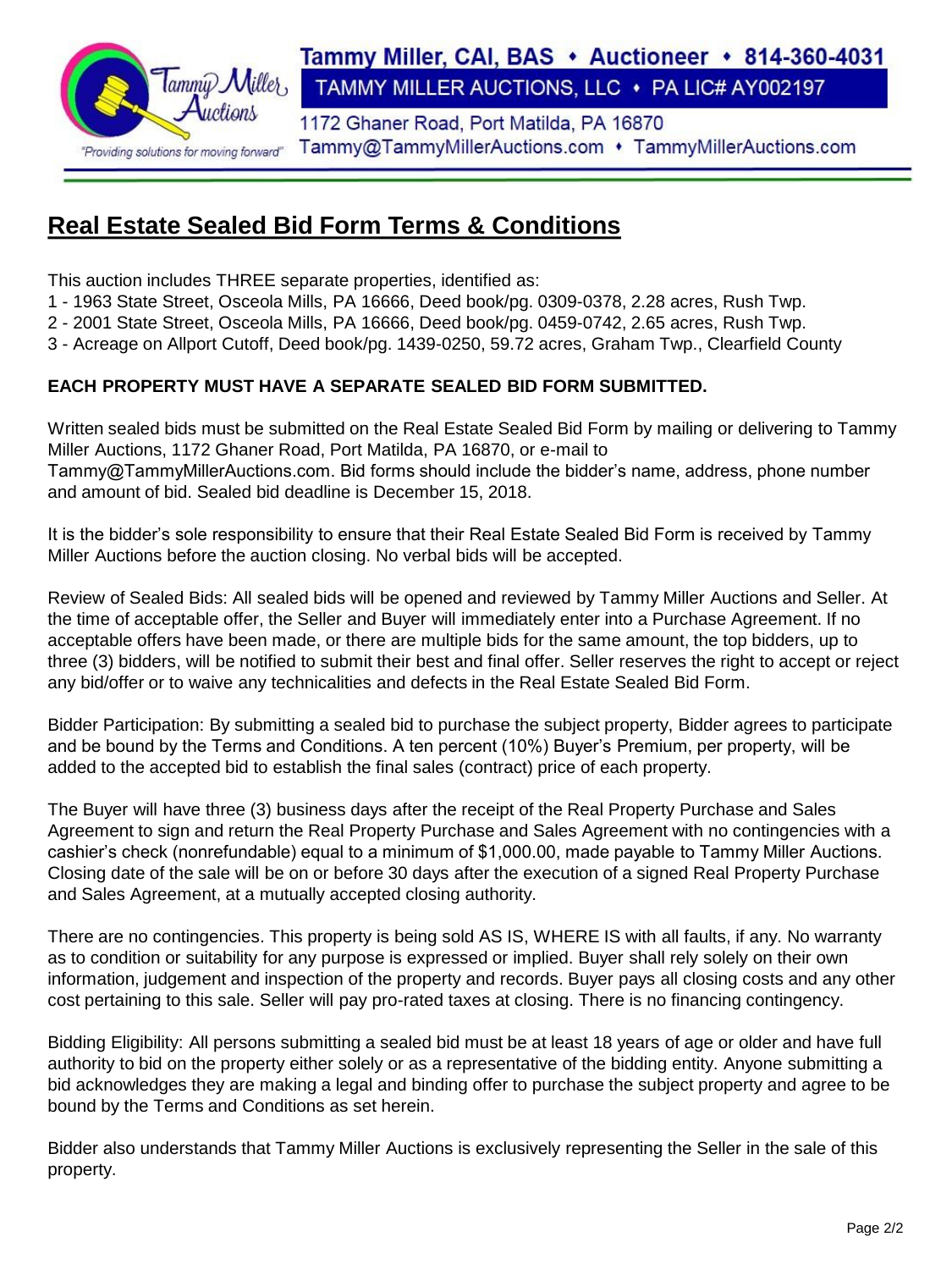Tammy Miller, CAI, BAS • Auctioneer • 814-360-4031

TAMMY MILLER AUCTIONS, LLC • PA LIC# AY002197

1172 Ghaner Road, Port Matilda, PA 16870

Tammy@TammyMillerAuctions.com • TammyMillerAuctions.com

"Providing solutions for moving forward"

# Real Estate Sealed Bid Form Terms & Conditions

This auction includes THREE separate properties, identified as:

1 - 1963 State Street, Osceola Mills, PA 16666, Deed book/pg. 0309-0378, 2.28 acres, Rush Twp.

2 - 2001 State Street, Osceola Mills, PA 16666, Deed book/pg. 0459-0742, 2.65 acres, Rush Twp.

3 - Acreage on Allport Cutoff, Deed book/pg. 1439-0250, 59.72 acres, Graham Twp., Clearfield County

**EACH PROPERTY MUST HAVE A SEPARATE SEALED BID FORM SUBMITTED.**

Written sealed bids must be submitted on the Real Estate Sealed Bid Form by mailing or delivering to Tammy Miller Auctions, 1172 Ghaner Road, Port Matilda, PA 16870, or e-mail to Tammy@TammyMillerAuctions.com. Bid forms should include the bidder's name, address, phone number and amount of bid. Sealed bid deadline is December 15, 2018.

It is the bidder's sole responsibility to ensure that their Real Estate Sealed Bid Form is received by Tammy Miller Auctions before the auction closing. No verbal bids will be accepted.

Review of Sealed Bids: All sealed bids will be opened and reviewed by Tammy Miller Auctions and Seller. At the time of acceptable offer, the Seller and Buyer will immediately enter into a Purchase Agreement. If no acceptable offers have been made, or there are multiple bids for the same amount, the top bidders, up to three (3) bidders, will be notified to submit their best and final offer. Seller reserves the right to accept or reject any bid/offer or to waive any technicalities and defects in the Real Estate Sealed Bid Form.

Bidder Participation: By submitting a sealed bid to purchase the subject property, Bidder agrees to participate and be bound by the Terms and Conditions. A ten percent (10%) Buyer's Premium, per property, will be added to the accepted bid to establish the final sales (contract) price of each property.

The Buyer will have three (3) business days after the receipt of the Real Property Purchase and Sales Agreement to sign and return the Real Property Purchase and Sales Agreement with no contingencies with a cashier's check (nonrefundable) equal to a minimum of $1,000.00, made payable to Tammy Miller Auctions. Closing date of the sale will be on or before 30 days after the execution of a signed Real Property Purchase and Sales Agreement, at a mutually accepted closing authority.

There are no contingencies. This property is being sold AS IS, WHERE IS with all faults, if any. No warranty as to condition or suitability for any purpose is expressed or implied. Buyer shall rely solely on their own information, judgement and inspection of the property and records. Buyer pays all closing costs and any other cost pertaining to this sale. Seller will pay pro-rated taxes at closing. There is no financing contingency.

Bidding Eligibility: All persons submitting a sealed bid must be at least 18 years of age or older and have full authority to bid on the property either solely or as a representative of the bidding entity. Anyone submitting a bid acknowledges they are making a legal and binding offer to purchase the subject property and agree to be bound by the Terms and Conditions as set herein.

Bidder also understands that Tammy Miller Auctions is exclusively representing the Seller in the sale of this property.